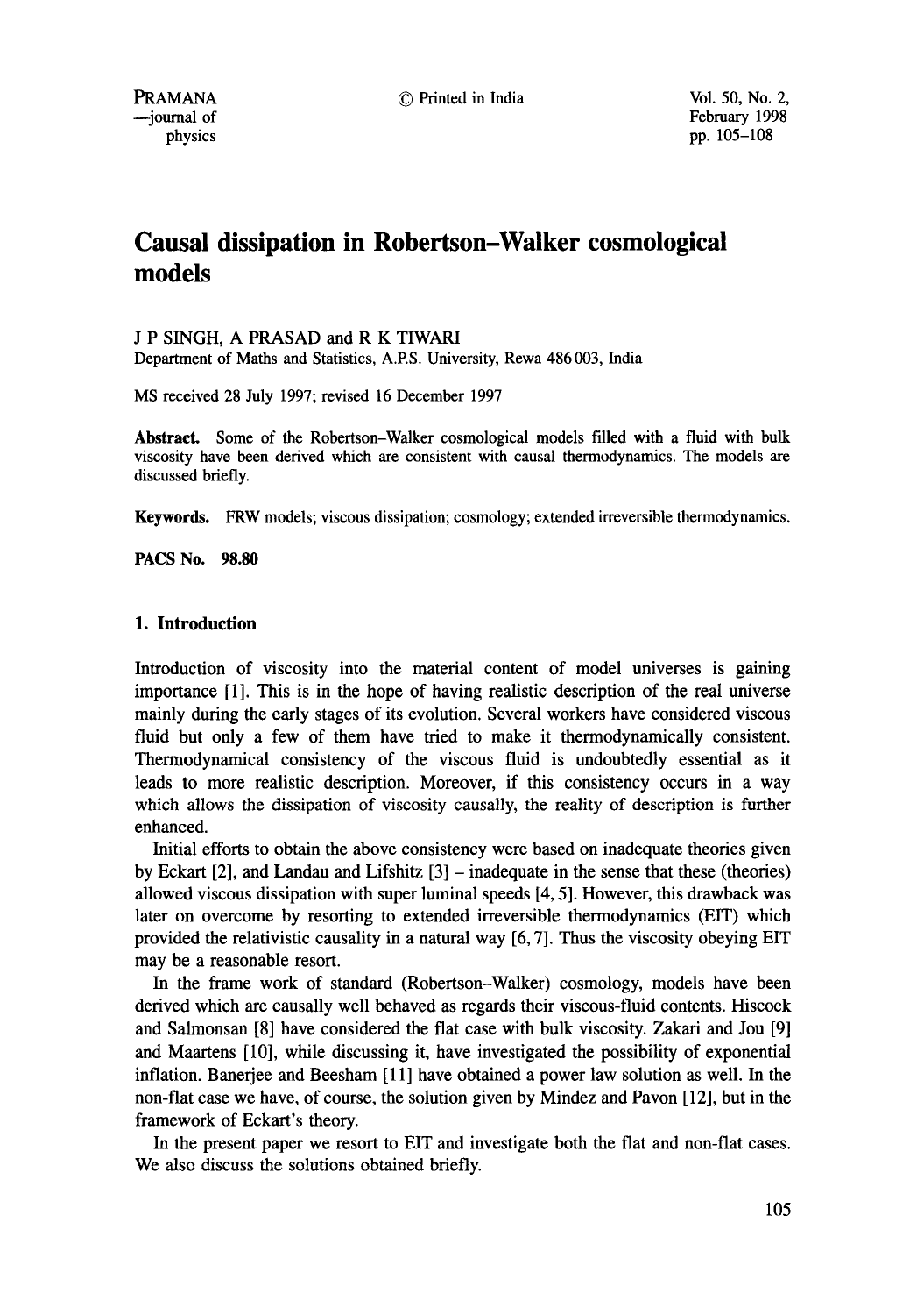# Causal dissipation in Robertson–Walker cosmological models

J P SINGH, A PRASAD and R K TIWARI

Department of Maths and Statistics, A.P.S. University, Rewa 486 003, India

MS received 28 July 1997; revised 16 December 1997

**Abstract.** Some of the Robertson–Walker cosmological models filled with a fluid with bulk viscosity have been derived which are consistent with causal thermodynamics. The models are discussed briefly.

**Keywords.** FRW models; viscous dissipation; cosmology; extended irreversible thermodynamics.

**PACS No. 98.80**

## 1. Introduction

Introduction of viscosity into the material content of model universes is gaining importance [1]. This is in the hope of having realistic description of the real universe mainly during the early stages of its evolution. Several workers have considered viscous fluid but only a few of them have tried to make it thermodynamically consistent. Thermodynamical consistency of the viscous fluid is undoubtedly essential as it leads to more realistic description. Moreover, if this consistency occurs in a way which allows the dissipation of viscosity causally, the reality of description is further enhanced.

Initial efforts to obtain the above consistency were based on inadequate theories given by Eckart [2], and Landau and Lifshitz [3] – inadequate in the sense that these (theories) allowed viscous dissipation with super luminal speeds [4, 5]. However, this drawback was later on overcome by resorting to extended irreversible thermodynamics (EIT) which provided the relativistic causality in a natural way [6, 7]. Thus the viscosity obeying EIT may be a reasonable resort.

In the frame work of standard (Robertson–Walker) cosmology, models have been derived which are causally well behaved as regards their viscous-fluid contents. Hiscock and Salmonsan [8] have considered the flat case with bulk viscosity. Zakari and Jou [9] and Maartens [10], while discussing it, have investigated the possibility of exponential inflation. Banerjee and Beesham [11] have obtained a power law solution as well. In the non-flat case we have, of course, the solution given by Mindez and Pavon [12], but in the framework of Eckart's theory.

In the present paper we resort to EIT and investigate both the flat and non-flat cases. We also discuss the solutions obtained briefly.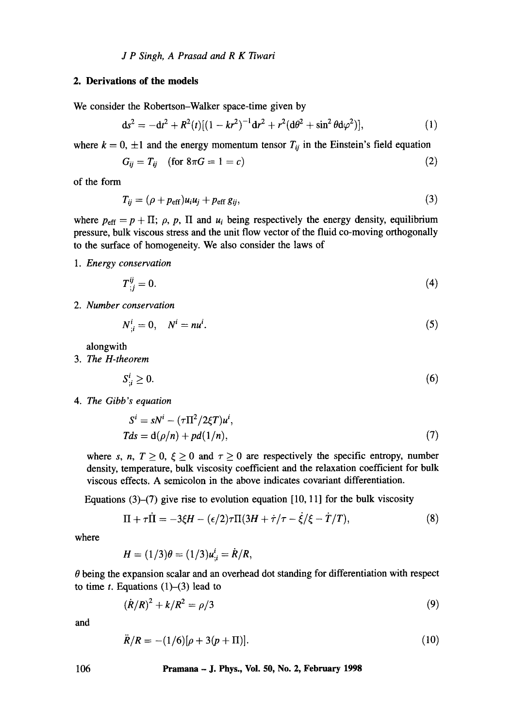## 2. Derivations of the models

We consider the Robertson–Walker space-time given by

$$ds^2 = -dt^2 + R^2(t)[(1 - kr^2)^{-1}dr^2 + r^2(d\theta^2 + \sin^2\theta d\varphi^2)], \tag{1}$$

where $k = 0, \pm 1$ and the energy momentum tensor $T_{ij}$ in the Einstein's field equation

$$G_{ij} = T_{ij} \quad (\text{for } 8\pi G = 1 = c) \tag{2}$$

of the form

$$T_{ij} = (\rho + p_{\text{eff}})u_i u_j + p_{\text{eff}}\, g_{ij}, \tag{3}$$

where $p_{\text{eff}} = p + \Pi$; $\rho$, $p$, $\Pi$ and $u_i$ being respectively the energy density, equilibrium pressure, bulk viscous stress and the unit flow vector of the fluid co-moving orthogonally to the surface of homogeneity. We also consider the laws of

1. *Energy conservation*

$$T^{ij}_{;j} = 0. \tag{4}$$

2. *Number conservation*

$$N^i_{;i} = 0, \quad N^i = nu^i. \tag{5}$$

alongwith

3. *The H-theorem*

$$S^i_{;i} \geq 0. \tag{6}$$

4. *The Gibb's equation*

$$S^i = sN^i - (\tau\Pi^2/2\xi T)u^i,$$
$$Tds = d(\rho/n) + pd(1/n), \tag{7}$$

where $s$, $n$, $T \geq 0$, $\xi \geq 0$ and $\tau \geq 0$ are respectively the specific entropy, number density, temperature, bulk viscosity coefficient and the relaxation coefficient for bulk viscous effects. A semicolon in the above indicates covariant differentiation.

Equations (3)–(7) give rise to evolution equation [10, 11] for the bulk viscosity

$$\Pi + \tau\dot{\Pi} = -3\xi H - (\epsilon/2)\tau\Pi(3H + \dot{\tau}/\tau - \dot{\xi}/\xi - \dot{T}/T), \tag{8}$$

where

$$H = (1/3)\theta = (1/3)u^i_{;i} = \dot{R}/R,$$

$\theta$ being the expansion scalar and an overhead dot standing for differentiation with respect to time $t$. Equations (1)–(3) lead to

$$(\dot{R}/R)^2 + k/R^2 = \rho/3 \tag{9}$$

and

$$\ddot{R}/R = -(1/6)[\rho + 3(p + \Pi)]. \tag{10}$$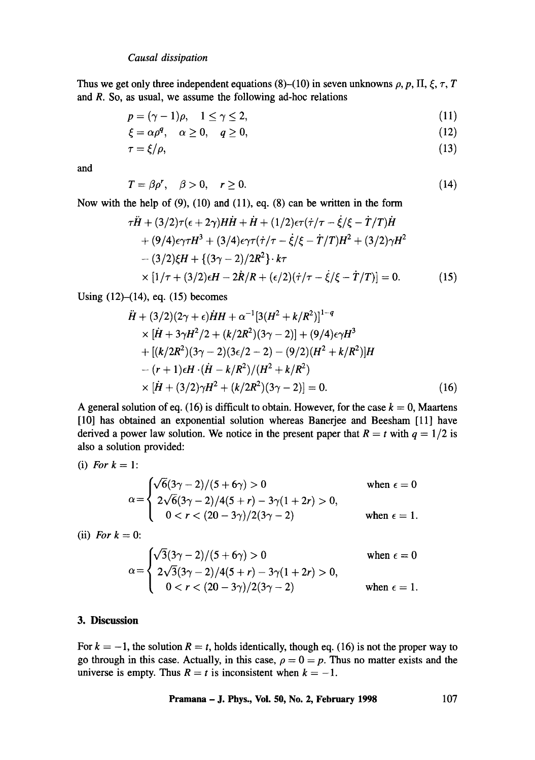Thus we get only three independent equations (8)–(10) in seven unknowns $\rho, p, \Pi, \xi, \tau, T$ and $R$. So, as usual, we assume the following ad-hoc relations

$$p = (\gamma - 1)\rho, \quad 1 \leq \gamma \leq 2, \tag{11}$$

$$\xi = \alpha \rho^q, \quad \alpha \geq 0, \quad q \geq 0, \tag{12}$$

$$\tau = \xi/\rho, \tag{13}$$

and

$$T = \beta \rho^r, \quad \beta > 0, \quad r \geq 0. \tag{14}$$

Now with the help of (9), (10) and (11), eq. (8) can be written in the form

$$\begin{aligned}
&\tau \ddot{H} + (3/2)\tau(\epsilon + 2\gamma)H\dot{H} + \dot{H} + (1/2)\epsilon\tau(\dot{\tau}/\tau - \dot{\xi}/\xi - \dot{T}/T)\dot{H} \\
&+ (9/4)\epsilon\gamma\tau H^3 + (3/4)\epsilon\gamma\tau(\dot{\tau}/\tau - \dot{\xi}/\xi - \dot{T}/T)H^2 + (3/2)\gamma H^2 \\
&- (3/2)\xi H + \{(3\gamma - 2)/2R^2\} \cdot k\tau \\
&\times [1/\tau + (3/2)\epsilon H - 2\dot{R}/R + (\epsilon/2)(\dot{\tau}/\tau - \dot{\xi}/\xi - \dot{T}/T)] = 0.
\end{aligned} \tag{15}$$

Using (12)–(14), eq. (15) becomes

$$\begin{aligned}
&\ddot{H} + (3/2)(2\gamma + \epsilon)\dot{H}H + \alpha^{-1}[3(H^2 + k/R^2)]^{1-q} \\
&\times [\dot{H} + 3\gamma H^2/2 + (k/2R^2)(3\gamma - 2)] + (9/4)\epsilon\gamma H^3 \\
&+ [(k/2R^2)(3\gamma - 2)(3\epsilon/2 - 2) - (9/2)(H^2 + k/R^2)]H \\
&- (r + 1)\epsilon H \cdot (\dot{H} - k/R^2)/(H^2 + k/R^2) \\
&\times [\dot{H} + (3/2)\gamma H^2 + (k/2R^2)(3\gamma - 2)] = 0.
\end{aligned} \tag{16}$$

A general solution of eq. (16) is difficult to obtain. However, for the case $k = 0$, Maartens [10] has obtained an exponential solution whereas Banerjee and Beesham [11] have derived a power law solution. We notice in the present paper that $R = t$ with $q = 1/2$ is also a solution provided:

(i) *For* $k = 1$:

$$\alpha = \begin{cases} \sqrt{6}(3\gamma - 2)/(5 + 6\gamma) > 0 & \text{when } \epsilon = 0 \\ 2\sqrt{6}(3\gamma - 2)/4(5 + r) - 3\gamma(1 + 2r) > 0, & \\ \quad 0 < r < (20 - 3\gamma)/2(3\gamma - 2) & \text{when } \epsilon = 1. \end{cases}$$

(ii) *For* $k = 0$:

$$\alpha = \begin{cases} \sqrt{3}(3\gamma - 2)/(5 + 6\gamma) > 0 & \text{when } \epsilon = 0 \\ 2\sqrt{3}(3\gamma - 2)/4(5 + r) - 3\gamma(1 + 2r) > 0, & \\ \quad 0 < r < (20 - 3\gamma)/2(3\gamma - 2) & \text{when } \epsilon = 1. \end{cases}$$

## 3. Discussion

For $k = -1$, the solution $R = t$, holds identically, though eq. (16) is not the proper way to go through in this case. Actually, in this case, $\rho = 0 = p$. Thus no matter exists and the universe is empty. Thus $R = t$ is inconsistent when $k = -1$.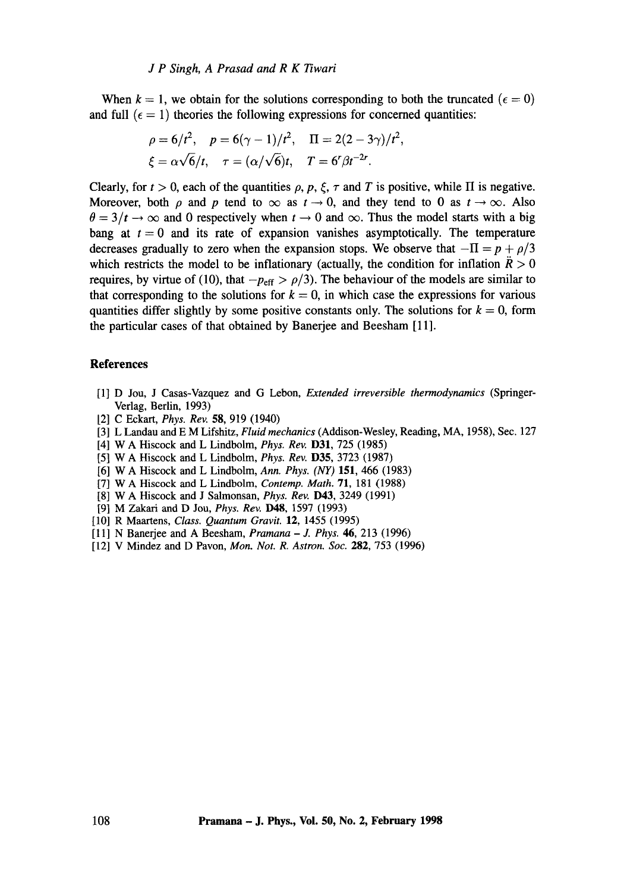When $k = 1$, we obtain for the solutions corresponding to both the truncated ($\epsilon = 0$) and full ($\epsilon = 1$) theories the following expressions for concerned quantities:

$$\rho = 6/t^2, \quad p = 6(\gamma - 1)/t^2, \quad \Pi = 2(2 - 3\gamma)/t^2,$$
$$\xi = \alpha\sqrt{6}/t, \quad \tau = (\alpha/\sqrt{6})t, \quad T = 6^r\beta t^{-2r}.$$

Clearly, for $t > 0$, each of the quantities $\rho$, $p$, $\xi$, $\tau$ and $T$ is positive, while $\Pi$ is negative. Moreover, both $\rho$ and $p$ tend to $\infty$ as $t \to 0$, and they tend to 0 as $t \to \infty$. Also $\theta = 3/t \to \infty$ and 0 respectively when $t \to 0$ and $\infty$. Thus the model starts with a big bang at $t = 0$ and its rate of expansion vanishes asymptotically. The temperature decreases gradually to zero when the expansion stops. We observe that $-\Pi = p + \rho/3$ which restricts the model to be inflationary (actually, the condition for inflation $\ddot{R} > 0$ requires, by virtue of (10), that $-p_{\text{eff}} > \rho/3$). The behaviour of the models are similar to that corresponding to the solutions for $k = 0$, in which case the expressions for various quantities differ slightly by some positive constants only. The solutions for $k = 0$, form the particular cases of that obtained by Banerjee and Beesham [11].

## References

[1] D Jou, J Casas-Vazquez and G Lebon, *Extended irreversible thermodynamics* (Springer-Verlag, Berlin, 1993)

[2] C Eckart, *Phys. Rev.* **58**, 919 (1940)

[3] L Landau and E M Lifshitz, *Fluid mechanics* (Addison-Wesley, Reading, MA, 1958), Sec. 127

[4] W A Hiscock and L Lindbolm, *Phys. Rev.* **D31**, 725 (1985)

[5] W A Hiscock and L Lindbolm, *Phys. Rev.* **D35**, 3723 (1987)

[6] W A Hiscock and L Lindbolm, *Ann. Phys. (NY)* **151**, 466 (1983)

[7] W A Hiscock and L Lindbolm, *Contemp. Math.* **71**, 181 (1988)

[8] W A Hiscock and J Salmonsan, *Phys. Rev.* **D43**, 3249 (1991)

[9] M Zakari and D Jou, *Phys. Rev.* **D48**, 1597 (1993)

[10] R Maartens, *Class. Quantum Gravit.* **12**, 1455 (1995)

[11] N Banerjee and A Beesham, *Pramana – J. Phys.* **46**, 213 (1996)

[12] V Mindez and D Pavon, *Mon. Not. R. Astron. Soc.* **282**, 753 (1996)